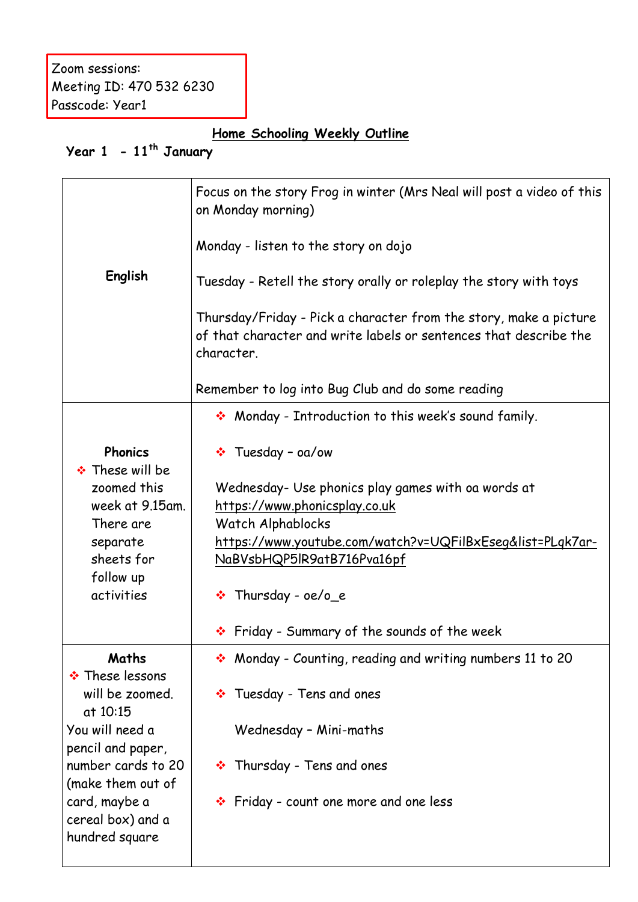Zoom sessions:
Meeting ID: 470 532 6230
Passcode: Year1

## Home Schooling Weekly Outline

**Year 1 - 11th January**

| | |
|---|---|
| **English** | Focus on the story Frog in winter (Mrs Neal will post a video of this on Monday morning)<br><br>Monday - listen to the story on dojo<br><br>Tuesday - Retell the story orally or roleplay the story with toys<br><br>Thursday/Friday - Pick a character from the story, make a picture of that character and write labels or sentences that describe the character.<br><br>Remember to log into Bug Club and do some reading |
| **Phonics**<br>❖ These will be zoomed this week at 9.15am. There are separate sheets for follow up activities | ❖ Monday - Introduction to this week's sound family.<br><br>❖ Tuesday – oa/ow<br><br>Wednesday- Use phonics play games with oa words at https://www.phonicsplay.co.uk<br>Watch Alphablocks https://www.youtube.com/watch?v=UQFilBxEseg&list=PLqk7ar-NaBVsbHQP5lR9atB716Pva16pf<br><br>❖ Thursday - oe/o_e<br><br>❖ Friday - Summary of the sounds of the week |
| **Maths**<br>❖ These lessons will be zoomed. at 10:15<br>You will need a pencil and paper, number cards to 20 (make them out of card, maybe a cereal box) and a hundred square | ❖ Monday - Counting, reading and writing numbers 11 to 20<br><br>❖ Tuesday - Tens and ones<br><br>Wednesday – Mini-maths<br><br>❖ Thursday - Tens and ones<br><br>❖ Friday - count one more and one less |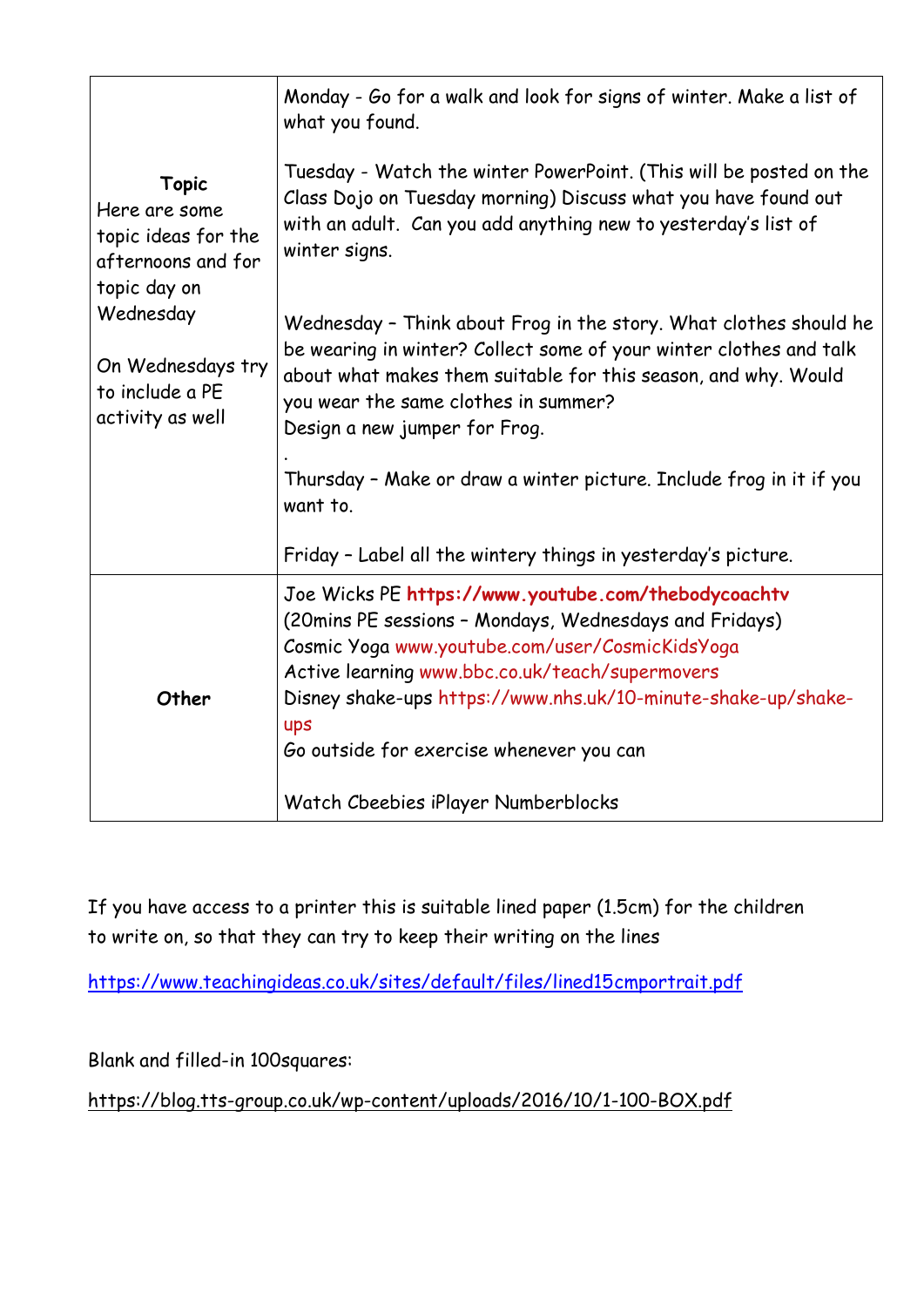| | |
|---|---|
| **Topic**<br>Here are some topic ideas for the afternoons and for topic day on Wednesday<br><br>On Wednesdays try to include a PE activity as well | Monday - Go for a walk and look for signs of winter. Make a list of what you found.<br><br>Tuesday - Watch the winter PowerPoint. (This will be posted on the Class Dojo on Tuesday morning) Discuss what you have found out with an adult. Can you add anything new to yesterday's list of winter signs.<br><br>Wednesday – Think about Frog in the story. What clothes should he be wearing in winter? Collect some of your winter clothes and talk about what makes them suitable for this season, and why. Would you wear the same clothes in summer?<br>Design a new jumper for Frog.<br>.<br>Thursday – Make or draw a winter picture. Include frog in it if you want to.<br><br>Friday – Label all the wintery things in yesterday's picture. |
| **Other** | Joe Wicks PE **https://www.youtube.com/thebodycoachtv**<br>(20mins PE sessions – Mondays, Wednesdays and Fridays)<br>Cosmic Yoga www.youtube.com/user/CosmicKidsYoga<br>Active learning www.bbc.co.uk/teach/supermovers<br>Disney shake-ups https://www.nhs.uk/10-minute-shake-up/shake-ups<br>Go outside for exercise whenever you can<br><br>Watch Cbeebies iPlayer Numberblocks |

If you have access to a printer this is suitable lined paper (1.5cm) for the children to write on, so that they can try to keep their writing on the lines

https://www.teachingideas.co.uk/sites/default/files/lined15cmportrait.pdf

Blank and filled-in 100squares:

https://blog.tts-group.co.uk/wp-content/uploads/2016/10/1-100-BOX.pdf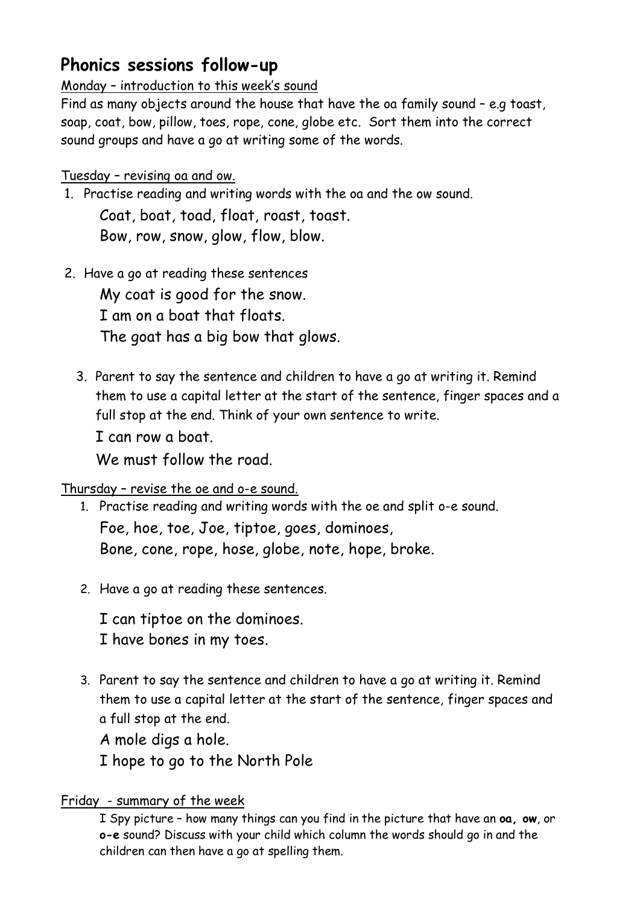## Phonics sessions follow-up

Monday – introduction to this week's sound

Find as many objects around the house that have the oa family sound – e.g toast, soap, coat, bow, pillow, toes, rope, cone, globe etc. Sort them into the correct sound groups and have a go at writing some of the words.

Tuesday – revising oa and ow.

1. Practise reading and writing words with the oa and the ow sound.

   Coat, boat, toad, float, roast, toast.
   Bow, row, snow, glow, flow, blow.

2. Have a go at reading these sentences

   My coat is good for the snow.
   I am on a boat that floats.
   The goat has a big bow that glows.

3. Parent to say the sentence and children to have a go at writing it. Remind them to use a capital letter at the start of the sentence, finger spaces and a full stop at the end. Think of your own sentence to write.

   I can row a boat.
   We must follow the road.

Thursday – revise the oe and o-e sound.

1. Practise reading and writing words with the oe and split o-e sound.

   Foe, hoe, toe, Joe, tiptoe, goes, dominoes,
   Bone, cone, rope, hose, globe, note, hope, broke.

2. Have a go at reading these sentences.

   I can tiptoe on the dominoes.
   I have bones in my toes.

3. Parent to say the sentence and children to have a go at writing it. Remind them to use a capital letter at the start of the sentence, finger spaces and a full stop at the end.

   A mole digs a hole.
   I hope to go to the North Pole

Friday - summary of the week

I Spy picture – how many things can you find in the picture that have an **oa, ow**, or **o-e** sound? Discuss with your child which column the words should go in and the children can then have a go at spelling them.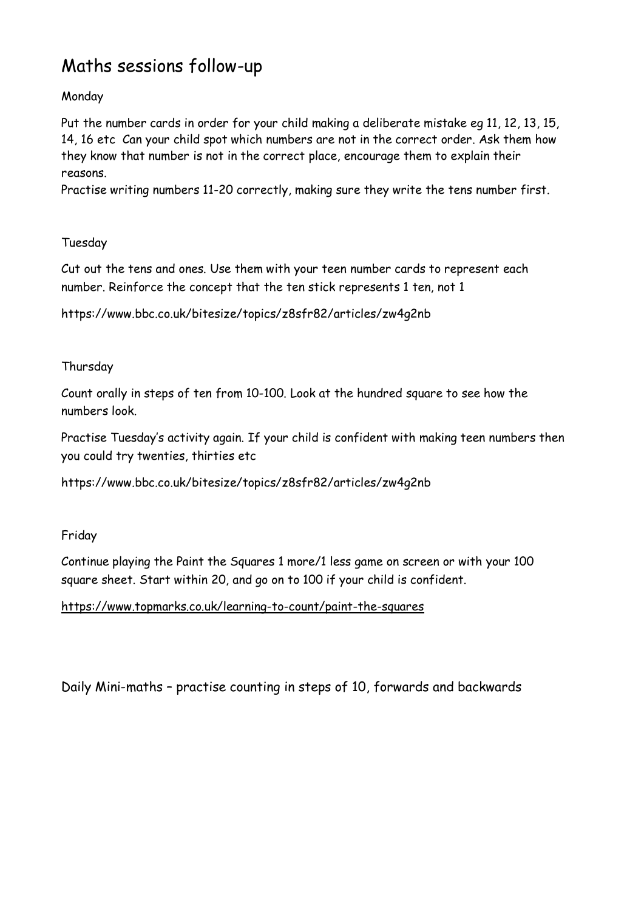# Maths sessions follow-up

Monday

Put the number cards in order for your child making a deliberate mistake eg 11, 12, 13, 15, 14, 16 etc Can your child spot which numbers are not in the correct order. Ask them how they know that number is not in the correct place, encourage them to explain their reasons.
Practise writing numbers 11-20 correctly, making sure they write the tens number first.

Tuesday

Cut out the tens and ones. Use them with your teen number cards to represent each number. Reinforce the concept that the ten stick represents 1 ten, not 1

https://www.bbc.co.uk/bitesize/topics/z8sfr82/articles/zw4g2nb

Thursday

Count orally in steps of ten from 10-100. Look at the hundred square to see how the numbers look.

Practise Tuesday's activity again. If your child is confident with making teen numbers then you could try twenties, thirties etc

https://www.bbc.co.uk/bitesize/topics/z8sfr82/articles/zw4g2nb

Friday

Continue playing the Paint the Squares 1 more/1 less game on screen or with your 100 square sheet. Start within 20, and go on to 100 if your child is confident.

https://www.topmarks.co.uk/learning-to-count/paint-the-squares

Daily Mini-maths – practise counting in steps of 10, forwards and backwards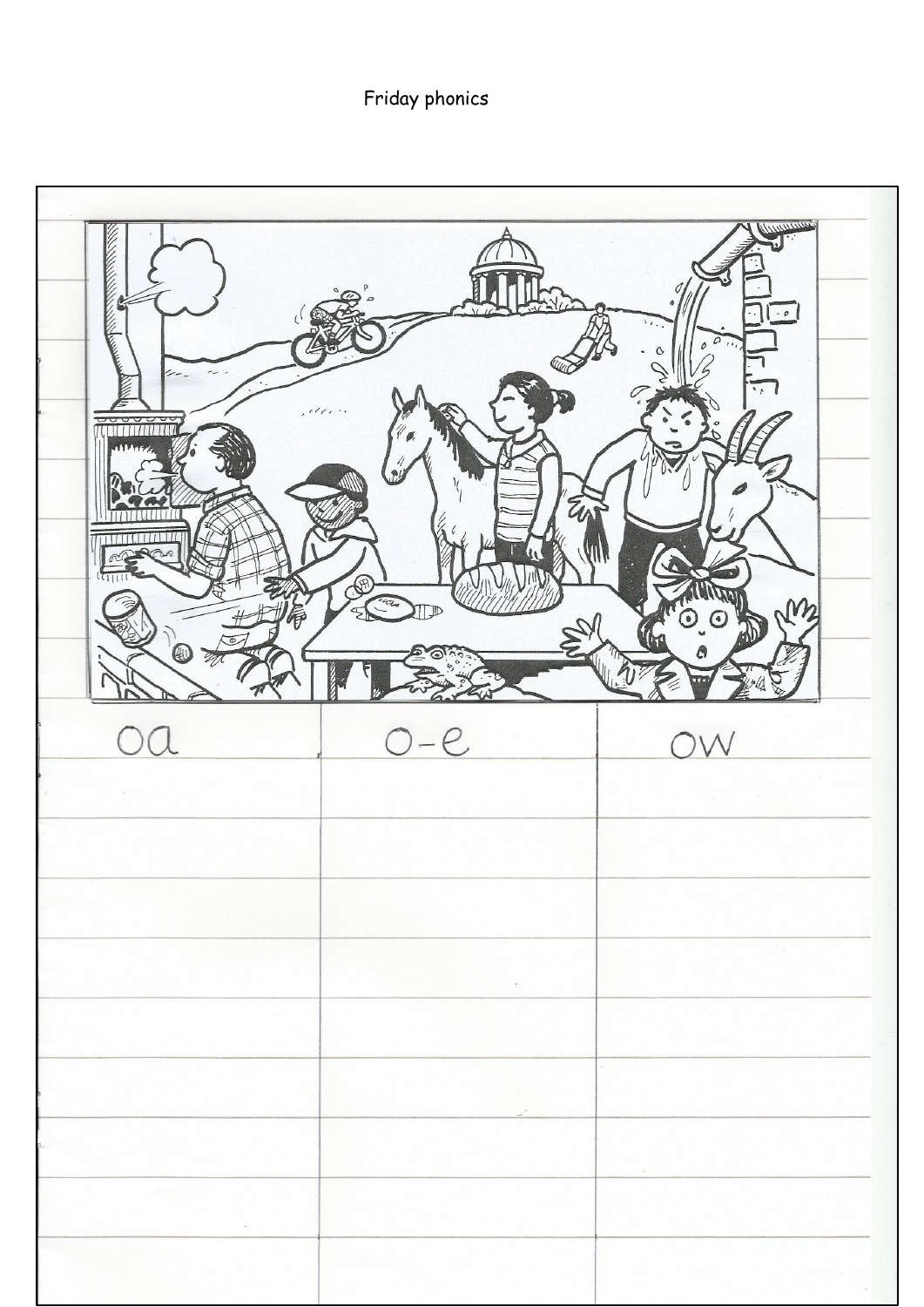Friday phonics

| oa | o-e | ow |
| --- | --- | --- |
| | | |
| | | |
| | | |
| | | |
| | | |
| | | |
| | | |
| | | |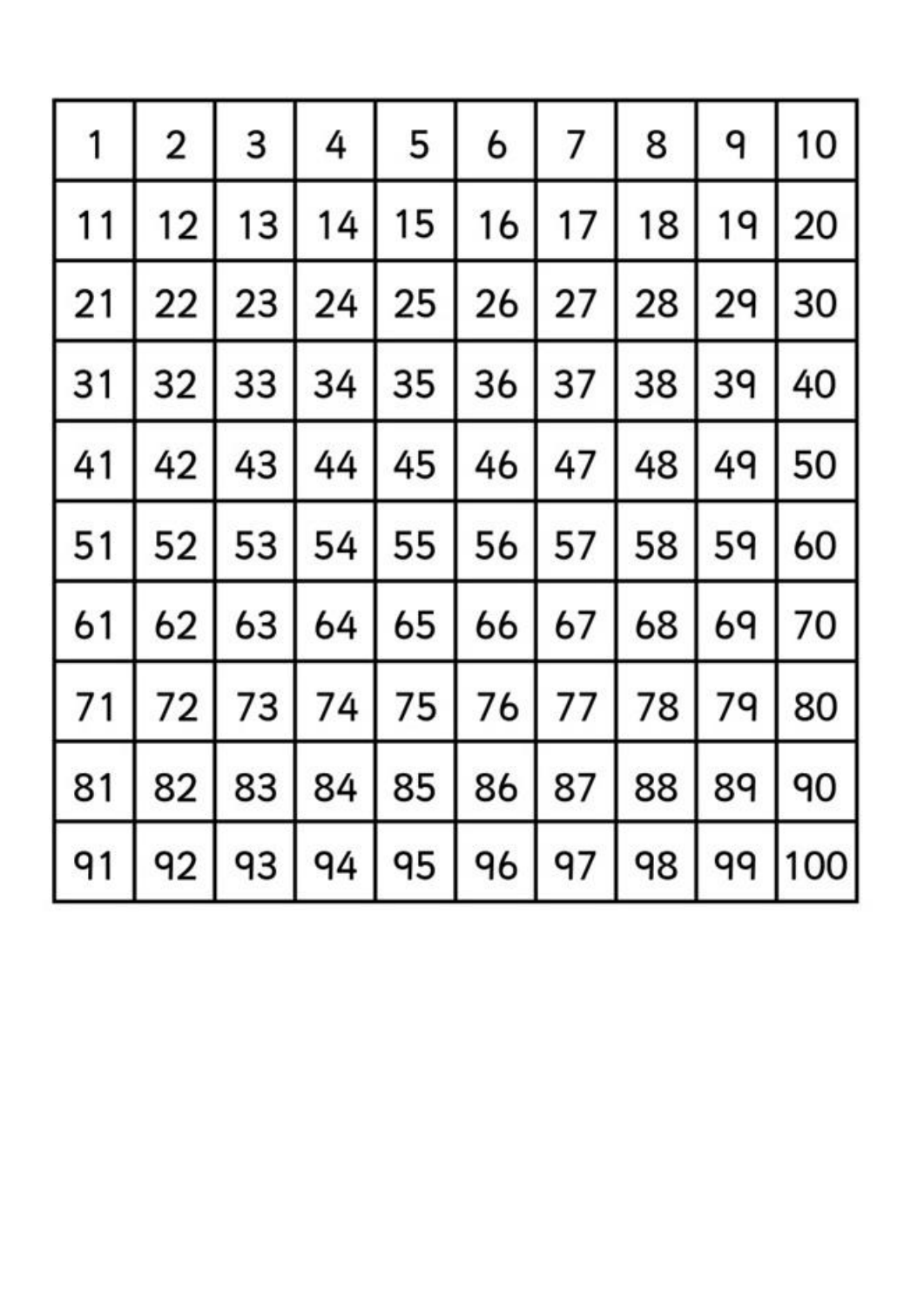| 1 | 2 | 3 | 4 | 5 | 6 | 7 | 8 | 9 | 10 |
|---|---|---|---|---|---|---|---|---|---|
| 11 | 12 | 13 | 14 | 15 | 16 | 17 | 18 | 19 | 20 |
| 21 | 22 | 23 | 24 | 25 | 26 | 27 | 28 | 29 | 30 |
| 31 | 32 | 33 | 34 | 35 | 36 | 37 | 38 | 39 | 40 |
| 41 | 42 | 43 | 44 | 45 | 46 | 47 | 48 | 49 | 50 |
| 51 | 52 | 53 | 54 | 55 | 56 | 57 | 58 | 59 | 60 |
| 61 | 62 | 63 | 64 | 65 | 66 | 67 | 68 | 69 | 70 |
| 71 | 72 | 73 | 74 | 75 | 76 | 77 | 78 | 79 | 80 |
| 81 | 82 | 83 | 84 | 85 | 86 | 87 | 88 | 89 | 90 |
| 91 | 92 | 93 | 94 | 95 | 96 | 97 | 98 | 99 | 100 |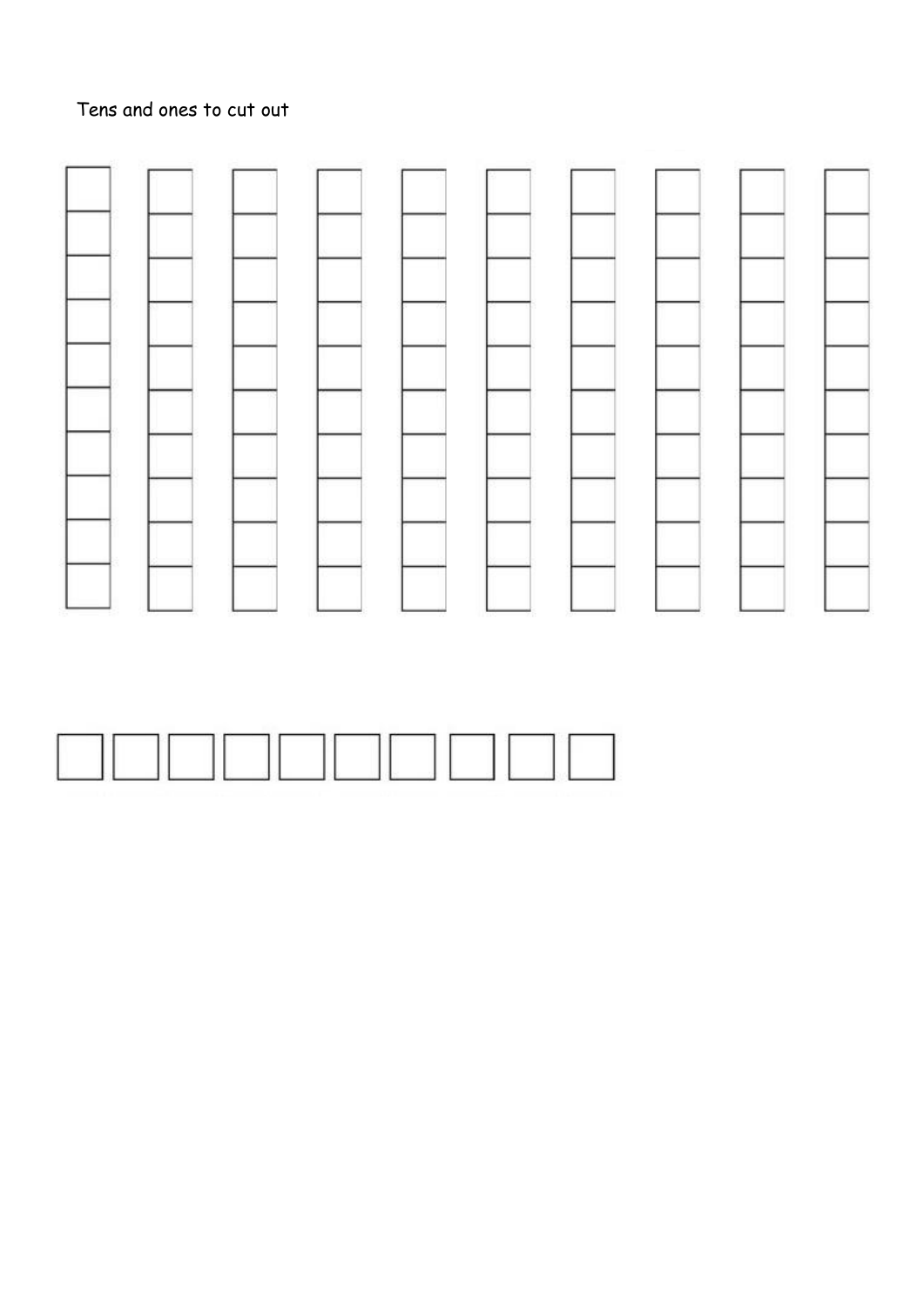Tens and ones to cut out